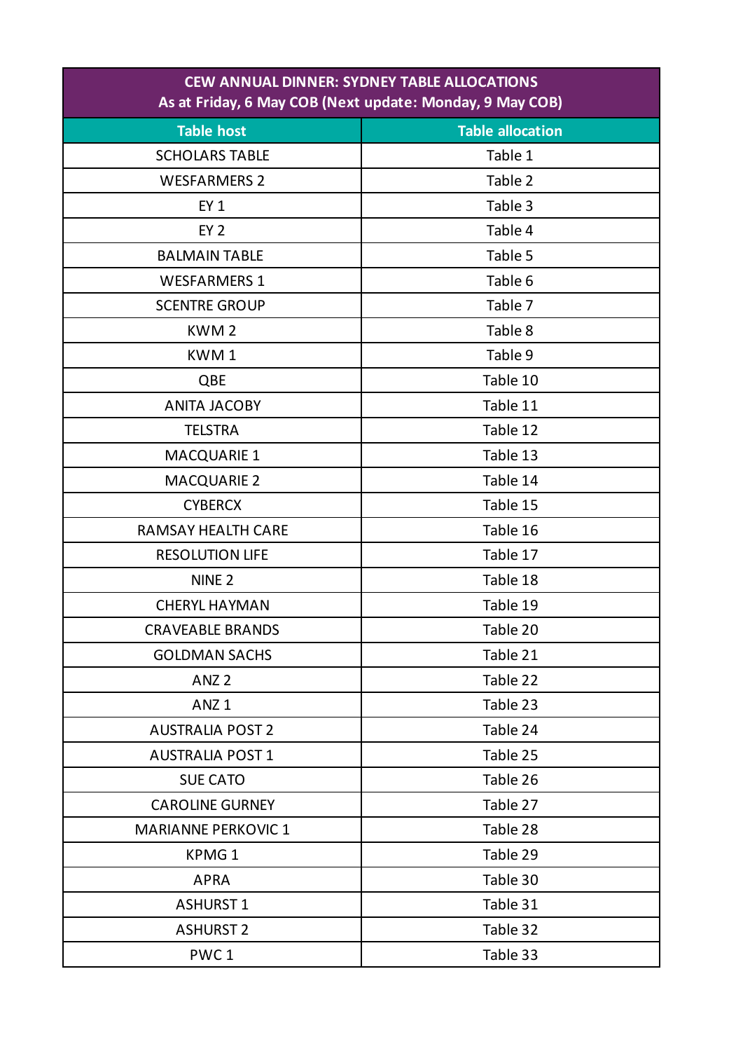| CEW ANNUAL DINNER: SYDNEY TABLE ALLOCATIONS<br>As at Friday, 6 May COB (Next update: Monday, 9 May COB) | |
|---|---|
| **Table host** | **Table allocation** |
| SCHOLARS TABLE | Table 1 |
| WESFARMERS 2 | Table 2 |
| EY 1 | Table 3 |
| EY 2 | Table 4 |
| BALMAIN TABLE | Table 5 |
| WESFARMERS 1 | Table 6 |
| SCENTRE GROUP | Table 7 |
| KWM 2 | Table 8 |
| KWM 1 | Table 9 |
| QBE | Table 10 |
| ANITA JACOBY | Table 11 |
| TELSTRA | Table 12 |
| MACQUARIE 1 | Table 13 |
| MACQUARIE 2 | Table 14 |
| CYBERCX | Table 15 |
| RAMSAY HEALTH CARE | Table 16 |
| RESOLUTION LIFE | Table 17 |
| NINE 2 | Table 18 |
| CHERYL HAYMAN | Table 19 |
| CRAVEABLE BRANDS | Table 20 |
| GOLDMAN SACHS | Table 21 |
| ANZ 2 | Table 22 |
| ANZ 1 | Table 23 |
| AUSTRALIA POST 2 | Table 24 |
| AUSTRALIA POST 1 | Table 25 |
| SUE CATO | Table 26 |
| CAROLINE GURNEY | Table 27 |
| MARIANNE PERKOVIC 1 | Table 28 |
| KPMG 1 | Table 29 |
| APRA | Table 30 |
| ASHURST 1 | Table 31 |
| ASHURST 2 | Table 32 |
| PWC 1 | Table 33 |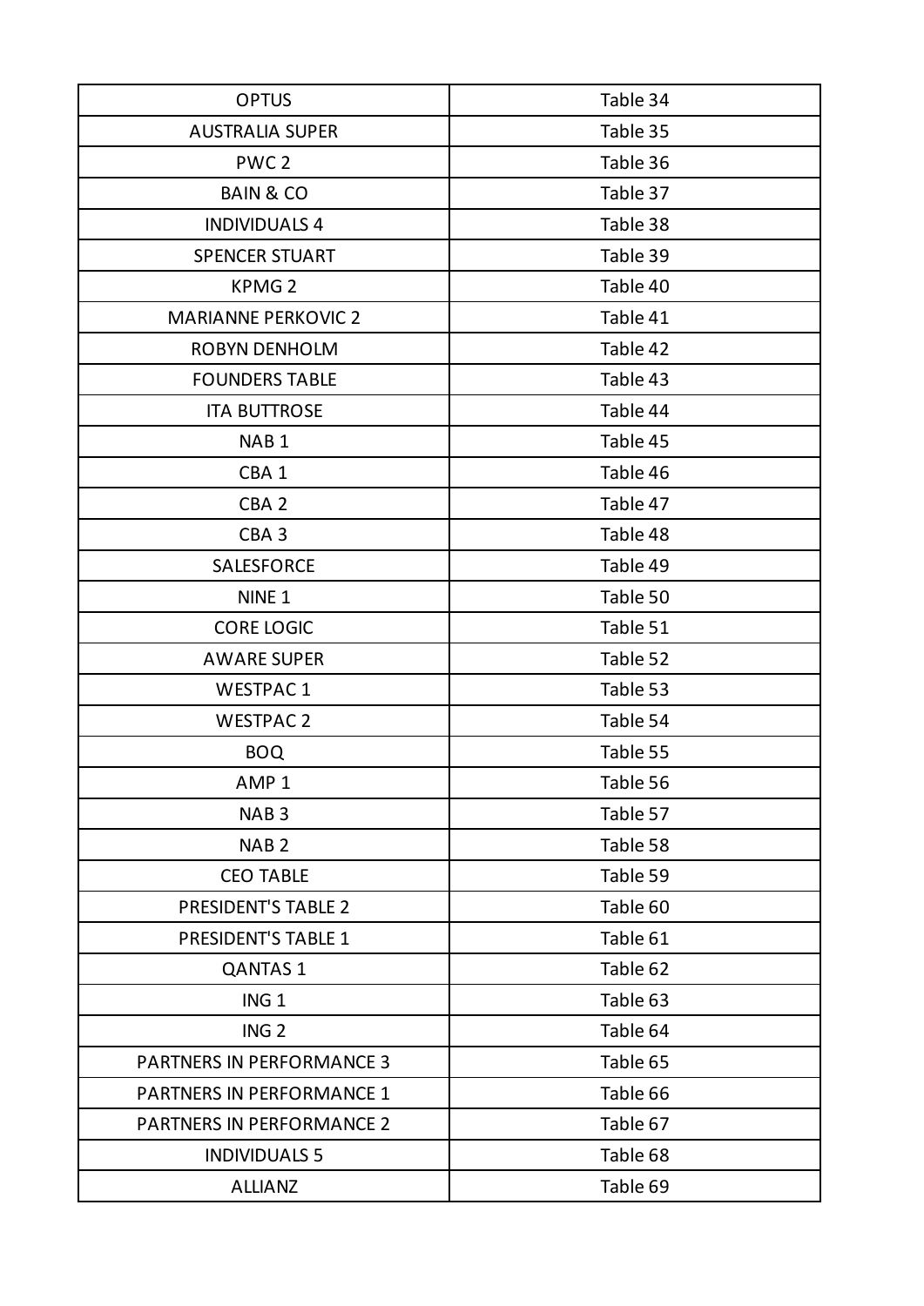| OPTUS | Table 34 |
| --- | --- |
| AUSTRALIA SUPER | Table 35 |
| PWC 2 | Table 36 |
| BAIN & CO | Table 37 |
| INDIVIDUALS 4 | Table 38 |
| SPENCER STUART | Table 39 |
| KPMG 2 | Table 40 |
| MARIANNE PERKOVIC 2 | Table 41 |
| ROBYN DENHOLM | Table 42 |
| FOUNDERS TABLE | Table 43 |
| ITA BUTTROSE | Table 44 |
| NAB 1 | Table 45 |
| CBA 1 | Table 46 |
| CBA 2 | Table 47 |
| CBA 3 | Table 48 |
| SALESFORCE | Table 49 |
| NINE 1 | Table 50 |
| CORE LOGIC | Table 51 |
| AWARE SUPER | Table 52 |
| WESTPAC 1 | Table 53 |
| WESTPAC 2 | Table 54 |
| BOQ | Table 55 |
| AMP 1 | Table 56 |
| NAB 3 | Table 57 |
| NAB 2 | Table 58 |
| CEO TABLE | Table 59 |
| PRESIDENT'S TABLE 2 | Table 60 |
| PRESIDENT'S TABLE 1 | Table 61 |
| QANTAS 1 | Table 62 |
| ING 1 | Table 63 |
| ING 2 | Table 64 |
| PARTNERS IN PERFORMANCE 3 | Table 65 |
| PARTNERS IN PERFORMANCE 1 | Table 66 |
| PARTNERS IN PERFORMANCE 2 | Table 67 |
| INDIVIDUALS 5 | Table 68 |
| ALLIANZ | Table 69 |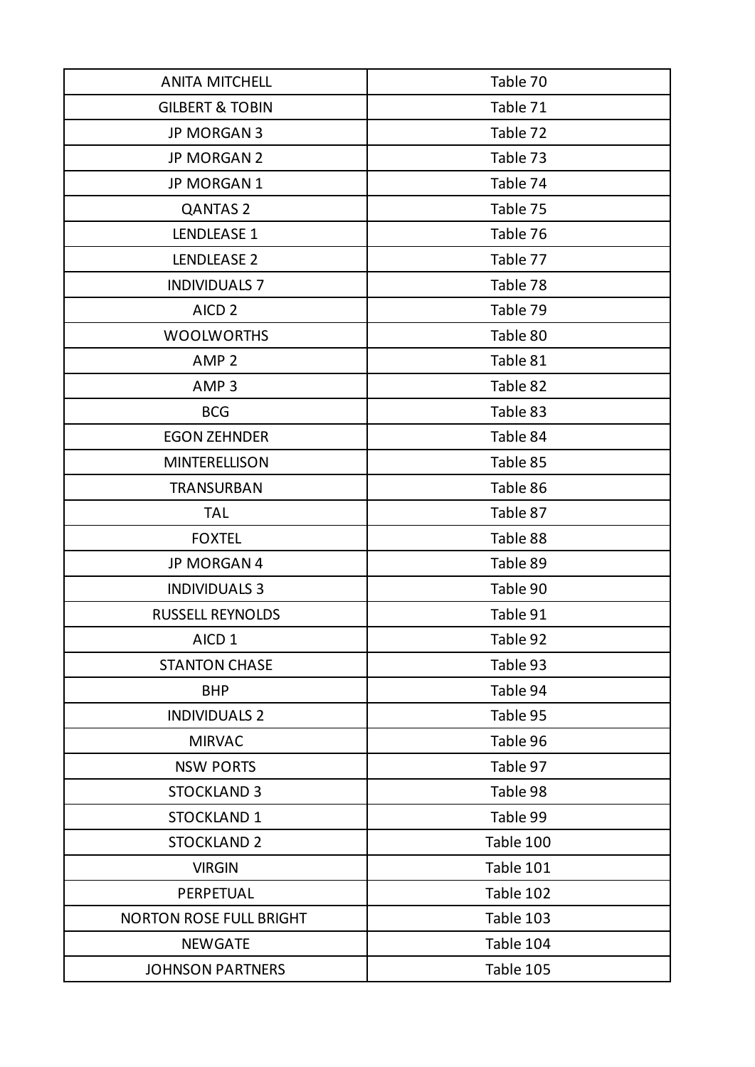| | |
|---|---|
| ANITA MITCHELL | Table 70 |
| GILBERT & TOBIN | Table 71 |
| JP MORGAN 3 | Table 72 |
| JP MORGAN 2 | Table 73 |
| JP MORGAN 1 | Table 74 |
| QANTAS 2 | Table 75 |
| LENDLEASE 1 | Table 76 |
| LENDLEASE 2 | Table 77 |
| INDIVIDUALS 7 | Table 78 |
| AICD 2 | Table 79 |
| WOOLWORTHS | Table 80 |
| AMP 2 | Table 81 |
| AMP 3 | Table 82 |
| BCG | Table 83 |
| EGON ZEHNDER | Table 84 |
| MINTERELLISON | Table 85 |
| TRANSURBAN | Table 86 |
| TAL | Table 87 |
| FOXTEL | Table 88 |
| JP MORGAN 4 | Table 89 |
| INDIVIDUALS 3 | Table 90 |
| RUSSELL REYNOLDS | Table 91 |
| AICD 1 | Table 92 |
| STANTON CHASE | Table 93 |
| BHP | Table 94 |
| INDIVIDUALS 2 | Table 95 |
| MIRVAC | Table 96 |
| NSW PORTS | Table 97 |
| STOCKLAND 3 | Table 98 |
| STOCKLAND 1 | Table 99 |
| STOCKLAND 2 | Table 100 |
| VIRGIN | Table 101 |
| PERPETUAL | Table 102 |
| NORTON ROSE FULL BRIGHT | Table 103 |
| NEWGATE | Table 104 |
| JOHNSON PARTNERS | Table 105 |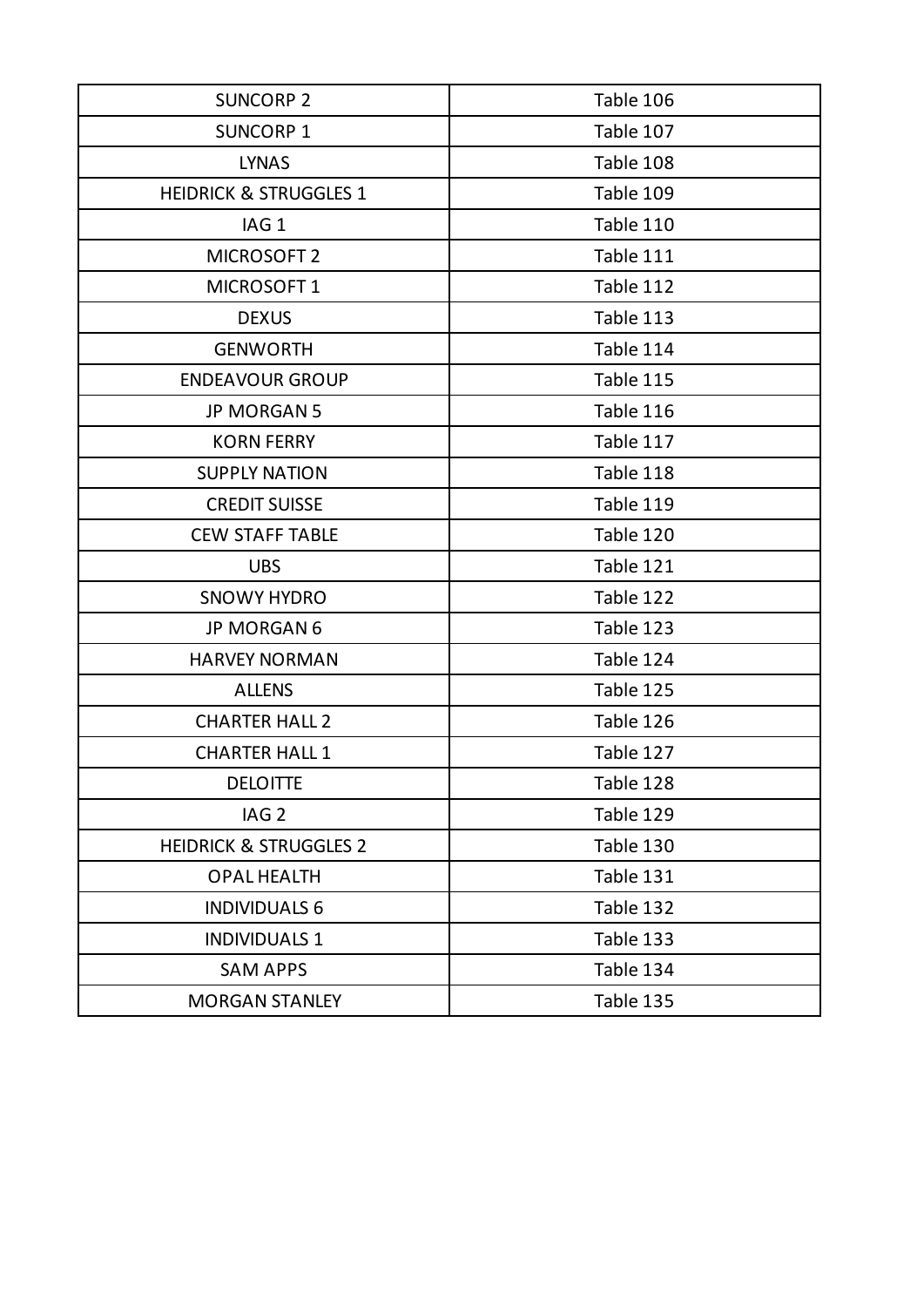| | |
|---|---|
| SUNCORP 2 | Table 106 |
| SUNCORP 1 | Table 107 |
| LYNAS | Table 108 |
| HEIDRICK & STRUGGLES 1 | Table 109 |
| IAG 1 | Table 110 |
| MICROSOFT 2 | Table 111 |
| MICROSOFT 1 | Table 112 |
| DEXUS | Table 113 |
| GENWORTH | Table 114 |
| ENDEAVOUR GROUP | Table 115 |
| JP MORGAN 5 | Table 116 |
| KORN FERRY | Table 117 |
| SUPPLY NATION | Table 118 |
| CREDIT SUISSE | Table 119 |
| CEW STAFF TABLE | Table 120 |
| UBS | Table 121 |
| SNOWY HYDRO | Table 122 |
| JP MORGAN 6 | Table 123 |
| HARVEY NORMAN | Table 124 |
| ALLENS | Table 125 |
| CHARTER HALL 2 | Table 126 |
| CHARTER HALL 1 | Table 127 |
| DELOITTE | Table 128 |
| IAG 2 | Table 129 |
| HEIDRICK & STRUGGLES 2 | Table 130 |
| OPAL HEALTH | Table 131 |
| INDIVIDUALS 6 | Table 132 |
| INDIVIDUALS 1 | Table 133 |
| SAM APPS | Table 134 |
| MORGAN STANLEY | Table 135 |